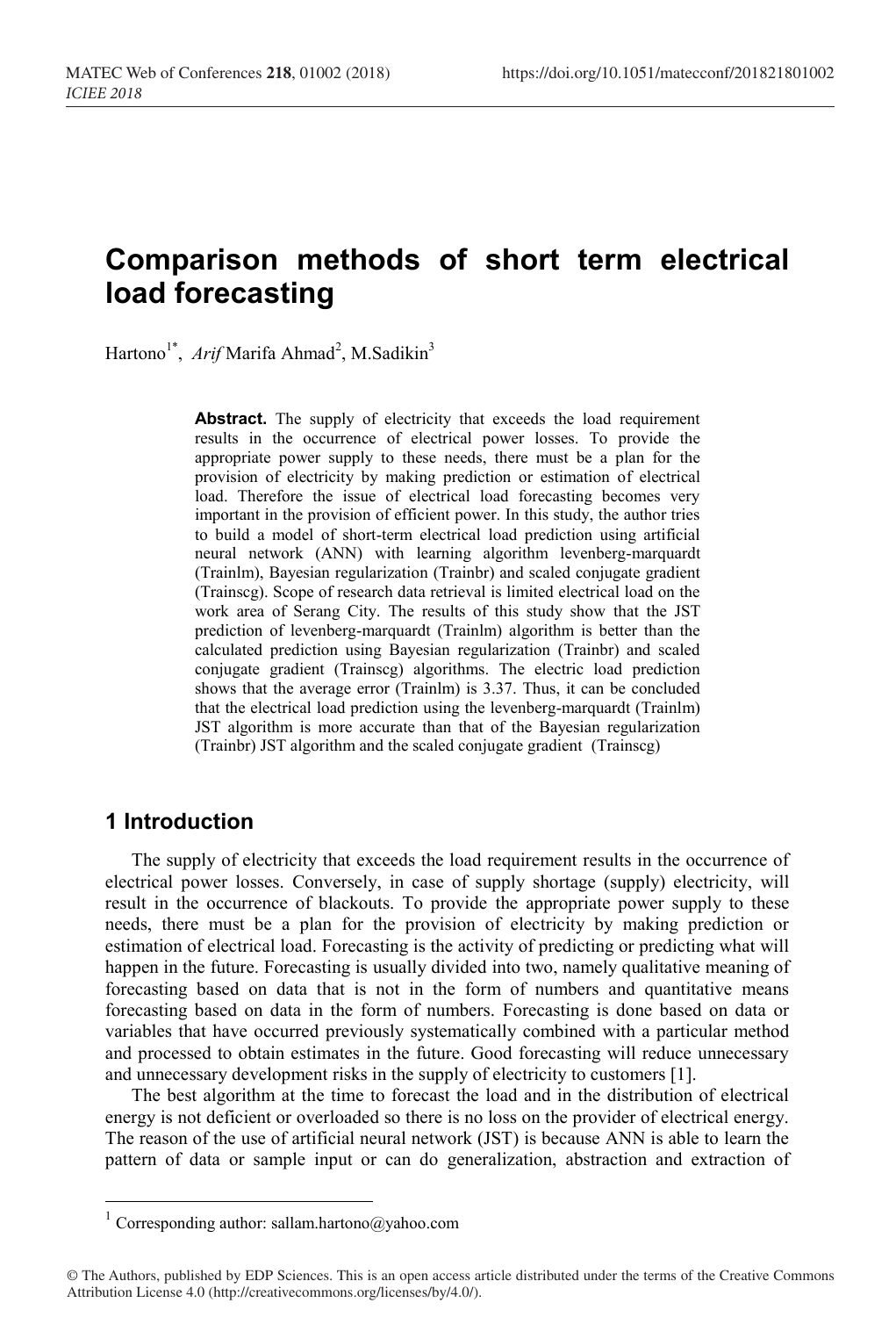# Comparison methods of short term electrical load forecasting

Hartono[1*], *Arif* Marifa Ahmad[2], M.Sadikin[3]

**Abstract.** The supply of electricity that exceeds the load requirement results in the occurrence of electrical power losses. To provide the appropriate power supply to these needs, there must be a plan for the provision of electricity by making prediction or estimation of electrical load. Therefore the issue of electrical load forecasting becomes very important in the provision of efficient power. In this study, the author tries to build a model of short-term electrical load prediction using artificial neural network (ANN) with learning algorithm levenberg-marquardt (Trainlm), Bayesian regularization (Trainbr) and scaled conjugate gradient (Trainscg). Scope of research data retrieval is limited electrical load on the work area of Serang City. The results of this study show that the JST prediction of levenberg-marquardt (Trainlm) algorithm is better than the calculated prediction using Bayesian regularization (Trainbr) and scaled conjugate gradient (Trainscg) algorithms. The electric load prediction shows that the average error (Trainlm) is 3.37. Thus, it can be concluded that the electrical load prediction using the levenberg-marquardt (Trainlm) JST algorithm is more accurate than that of the Bayesian regularization (Trainbr) JST algorithm and the scaled conjugate gradient (Trainscg)

## 1 Introduction

The supply of electricity that exceeds the load requirement results in the occurrence of electrical power losses. Conversely, in case of supply shortage (supply) electricity, will result in the occurrence of blackouts. To provide the appropriate power supply to these needs, there must be a plan for the provision of electricity by making prediction or estimation of electrical load. Forecasting is the activity of predicting or predicting what will happen in the future. Forecasting is usually divided into two, namely qualitative meaning of forecasting based on data that is not in the form of numbers and quantitative means forecasting based on data in the form of numbers. Forecasting is done based on data or variables that have occurred previously systematically combined with a particular method and processed to obtain estimates in the future. Good forecasting will reduce unnecessary and unnecessary development risks in the supply of electricity to customers [1].

The best algorithm at the time to forecast the load and in the distribution of electrical energy is not deficient or overloaded so there is no loss on the provider of electrical energy. The reason of the use of artificial neural network (JST) is because ANN is able to learn the pattern of data or sample input or can do generalization, abstraction and extraction of

[1] Corresponding author: sallam.hartono@yahoo.com

© The Authors, published by EDP Sciences. This is an open access article distributed under the terms of the Creative Commons Attribution License 4.0 (http://creativecommons.org/licenses/by/4.0/).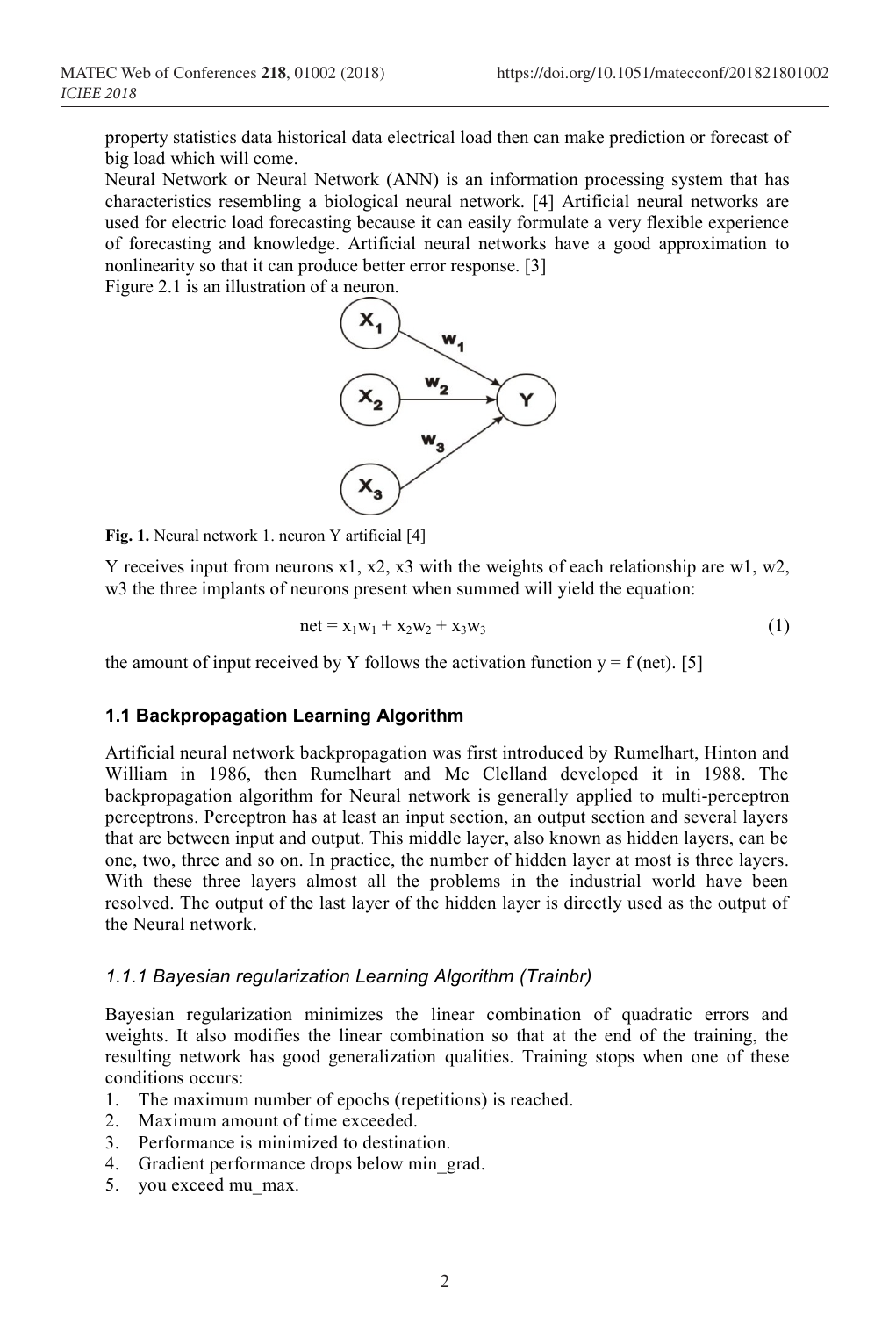property statistics data historical data electrical load then can make prediction or forecast of big load which will come.

Neural Network or Neural Network (ANN) is an information processing system that has characteristics resembling a biological neural network. [4] Artificial neural networks are used for electric load forecasting because it can easily formulate a very flexible experience of forecasting and knowledge. Artificial neural networks have a good approximation to nonlinearity so that it can produce better error response. [3]

Figure 2.1 is an illustration of a neuron.

**Fig. 1.** Neural network 1. neuron Y artificial [4]

Y receives input from neurons x1, x2, x3 with the weights of each relationship are w1, w2, w3 the three implants of neurons present when summed will yield the equation:

$$\text{net} = x_1w_1 + x_2w_2 + x_3w_3 \tag{1}$$

the amount of input received by Y follows the activation function y = f (net). [5]

### 1.1 Backpropagation Learning Algorithm

Artificial neural network backpropagation was first introduced by Rumelhart, Hinton and William in 1986, then Rumelhart and Mc Clelland developed it in 1988. The backpropagation algorithm for Neural network is generally applied to multi-perceptron perceptrons. Perceptron has at least an input section, an output section and several layers that are between input and output. This middle layer, also known as hidden layers, can be one, two, three and so on. In practice, the number of hidden layer at most is three layers. With these three layers almost all the problems in the industrial world have been resolved. The output of the last layer of the hidden layer is directly used as the output of the Neural network.

#### *1.1.1 Bayesian regularization Learning Algorithm (Trainbr)*

Bayesian regularization minimizes the linear combination of quadratic errors and weights. It also modifies the linear combination so that at the end of the training, the resulting network has good generalization qualities. Training stops when one of these conditions occurs:

1. The maximum number of epochs (repetitions) is reached.
2. Maximum amount of time exceeded.
3. Performance is minimized to destination.
4. Gradient performance drops below min_grad.
5. you exceed mu_max.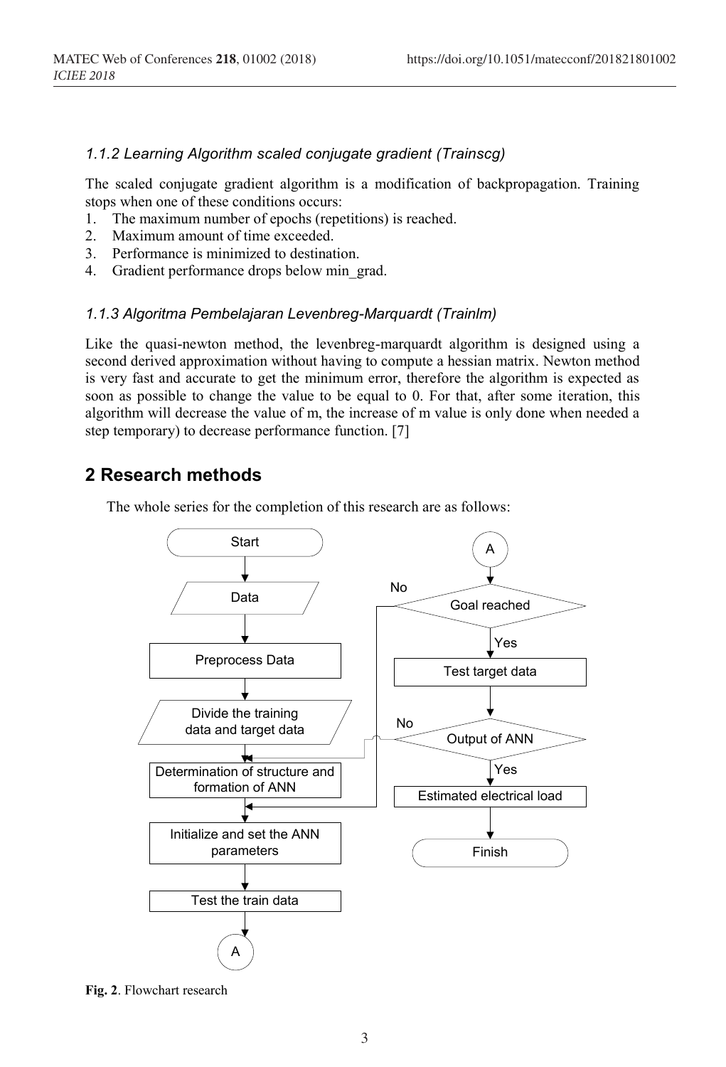### 1.1.2 Learning Algorithm scaled conjugate gradient (Trainscg)

The scaled conjugate gradient algorithm is a modification of backpropagation. Training stops when one of these conditions occurs:

1. The maximum number of epochs (repetitions) is reached.
2. Maximum amount of time exceeded.
3. Performance is minimized to destination.
4. Gradient performance drops below min_grad.

### 1.1.3 Algoritma Pembelajaran Levenbreg-Marquardt (Trainlm)

Like the quasi-newton method, the levenbreg-marquardt algorithm is designed using a second derived approximation without having to compute a hessian matrix. Newton method is very fast and accurate to get the minimum error, therefore the algorithm is expected as soon as possible to change the value to be equal to 0. For that, after some iteration, this algorithm will decrease the value of m, the increase of m value is only done when needed a step temporary) to decrease performance function. [7]

## 2 Research methods

The whole series for the completion of this research are as follows:

**Fig. 2**. Flowchart research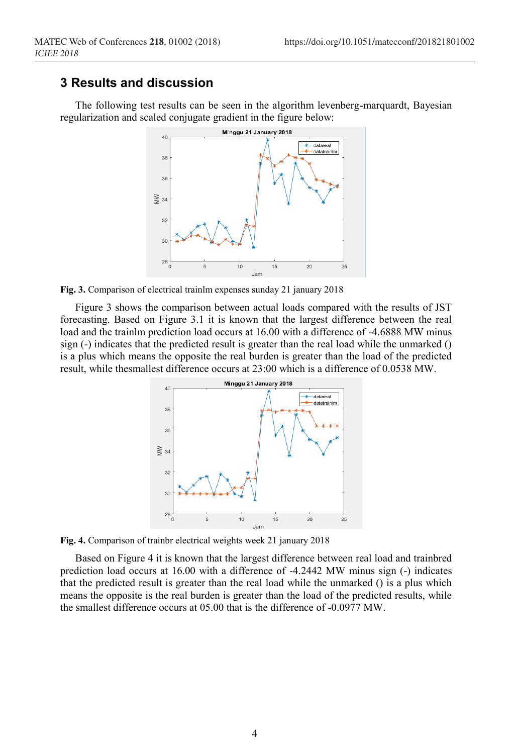## 3 Results and discussion

The following test results can be seen in the algorithm levenberg-marquardt, Bayesian regularization and scaled conjugate gradient in the figure below:

**Fig. 3.** Comparison of electrical trainlm expenses sunday 21 january 2018

Figure 3 shows the comparison between actual loads compared with the results of JST forecasting. Based on Figure 3.1 it is known that the largest difference between the real load and the trainlm prediction load occurs at 16.00 with a difference of -4.6888 MW minus sign (-) indicates that the predicted result is greater than the real load while the unmarked () is a plus which means the opposite the real burden is greater than the load of the predicted result, while thesmallest difference occurs at 23:00 which is a difference of 0.0538 MW.

**Fig. 4.** Comparison of trainbr electrical weights week 21 january 2018

Based on Figure 4 it is known that the largest difference between real load and trainbred prediction load occurs at 16.00 with a difference of -4.2442 MW minus sign (-) indicates that the predicted result is greater than the real load while the unmarked () is a plus which means the opposite is the real burden is greater than the load of the predicted results, while the smallest difference occurs at 05.00 that is the difference of -0.0977 MW.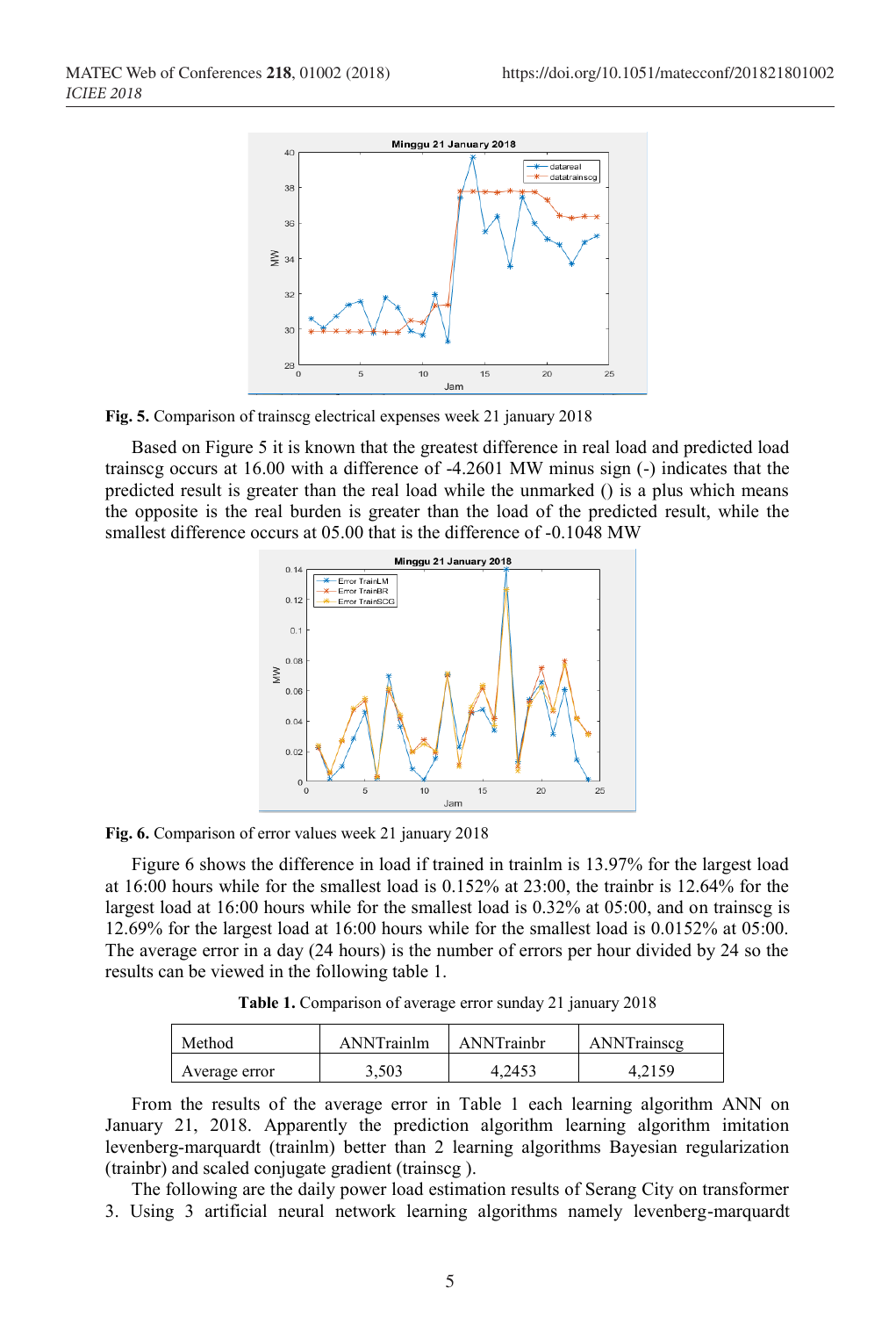**Fig. 5.** Comparison of trainscg electrical expenses week 21 january 2018

Based on Figure 5 it is known that the greatest difference in real load and predicted load trainscg occurs at 16.00 with a difference of -4.2601 MW minus sign (-) indicates that the predicted result is greater than the real load while the unmarked () is a plus which means the opposite is the real burden is greater than the load of the predicted result, while the smallest difference occurs at 05.00 that is the difference of -0.1048 MW

**Fig. 6.** Comparison of error values week 21 january 2018

Figure 6 shows the difference in load if trained in trainlm is 13.97% for the largest load at 16:00 hours while for the smallest load is 0.152% at 23:00, the trainbr is 12.64% for the largest load at 16:00 hours while for the smallest load is 0.32% at 05:00, and on trainscg is 12.69% for the largest load at 16:00 hours while for the smallest load is 0.0152% at 05:00. The average error in a day (24 hours) is the number of errors per hour divided by 24 so the results can be viewed in the following table 1.

**Table 1.** Comparison of average error sunday 21 january 2018

| Method | ANNTrainlm | ANNTrainbr | ANNTrainscg |
|---|---|---|---|
| Average error | 3,503 | 4,2453 | 4,2159 |

From the results of the average error in Table 1 each learning algorithm ANN on January 21, 2018. Apparently the prediction algorithm learning algorithm imitation levenberg-marquardt (trainlm) better than 2 learning algorithms Bayesian regularization (trainbr) and scaled conjugate gradient (trainscg ).

The following are the daily power load estimation results of Serang City on transformer 3. Using 3 artificial neural network learning algorithms namely levenberg-marquardt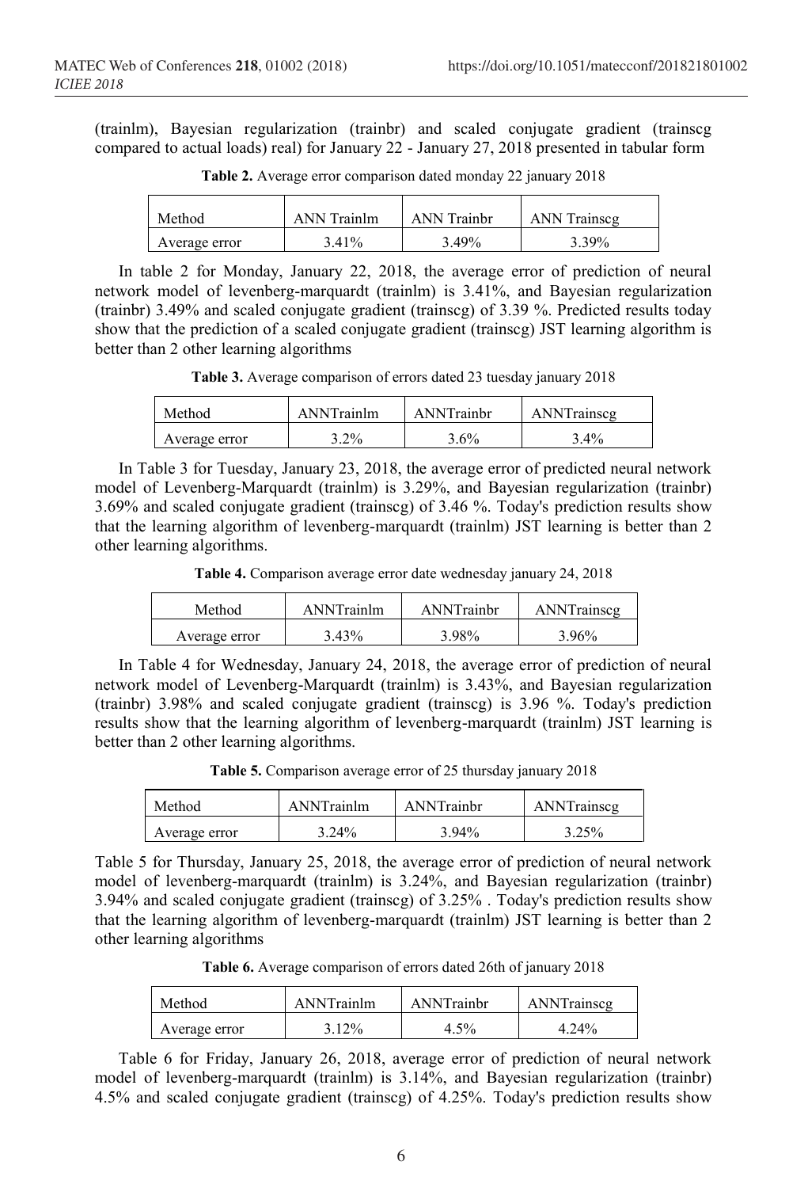(trainlm), Bayesian regularization (trainbr) and scaled conjugate gradient (trainscg compared to actual loads) real) for January 22 - January 27, 2018 presented in tabular form

**Table 2.** Average error comparison dated monday 22 january 2018

| Method | ANN Trainlm | ANN Trainbr | ANN Trainscg |
|---|---|---|---|
| Average error | 3.41% | 3.49% | 3.39% |

In table 2 for Monday, January 22, 2018, the average error of prediction of neural network model of levenberg-marquardt (trainlm) is 3.41%, and Bayesian regularization (trainbr) 3.49% and scaled conjugate gradient (trainscg) of 3.39 %. Predicted results today show that the prediction of a scaled conjugate gradient (trainscg) JST learning algorithm is better than 2 other learning algorithms

**Table 3.** Average comparison of errors dated 23 tuesday january 2018

| Method | ANNTrainlm | ANNTrainbr | ANNTrainscg |
|---|---|---|---|
| Average error | 3.2% | 3.6% | 3.4% |

In Table 3 for Tuesday, January 23, 2018, the average error of predicted neural network model of Levenberg-Marquardt (trainlm) is 3.29%, and Bayesian regularization (trainbr) 3.69% and scaled conjugate gradient (trainscg) of 3.46 %. Today's prediction results show that the learning algorithm of levenberg-marquardt (trainlm) JST learning is better than 2 other learning algorithms.

**Table 4.** Comparison average error date wednesday january 24, 2018

| Method | ANNTrainlm | ANNTrainbr | ANNTrainscg |
|---|---|---|---|
| Average error | 3.43% | 3.98% | 3.96% |

In Table 4 for Wednesday, January 24, 2018, the average error of prediction of neural network model of Levenberg-Marquardt (trainlm) is 3.43%, and Bayesian regularization (trainbr) 3.98% and scaled conjugate gradient (trainscg) is 3.96 %. Today's prediction results show that the learning algorithm of levenberg-marquardt (trainlm) JST learning is better than 2 other learning algorithms.

**Table 5.** Comparison average error of 25 thursday january 2018

| Method | ANNTrainlm | ANNTrainbr | ANNTrainscg |
|---|---|---|---|
| Average error | 3.24% | 3.94% | 3.25% |

Table 5 for Thursday, January 25, 2018, the average error of prediction of neural network model of levenberg-marquardt (trainlm) is 3.24%, and Bayesian regularization (trainbr) 3.94% and scaled conjugate gradient (trainscg) of 3.25% . Today's prediction results show that the learning algorithm of levenberg-marquardt (trainlm) JST learning is better than 2 other learning algorithms

**Table 6.** Average comparison of errors dated 26th of january 2018

| Method | ANNTrainlm | ANNTrainbr | ANNTrainscg |
|---|---|---|---|
| Average error | 3.12% | 4.5% | 4.24% |

Table 6 for Friday, January 26, 2018, average error of prediction of neural network model of levenberg-marquardt (trainlm) is 3.14%, and Bayesian regularization (trainbr) 4.5% and scaled conjugate gradient (trainscg) of 4.25%. Today's prediction results show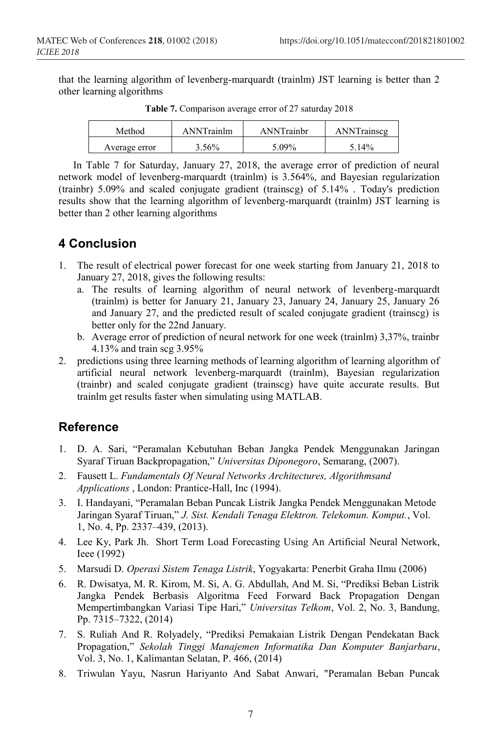that the learning algorithm of levenberg-marquardt (trainlm) JST learning is better than 2 other learning algorithms

**Table 7.** Comparison average error of 27 saturday 2018

| Method | ANNTrainlm | ANNTrainbr | ANNTrainscg |
|---|---|---|---|
| Average error | 3.56% | 5.09% | 5.14% |

In Table 7 for Saturday, January 27, 2018, the average error of prediction of neural network model of levenberg-marquardt (trainlm) is 3.564%, and Bayesian regularization (trainbr) 5.09% and scaled conjugate gradient (trainscg) of 5.14% . Today's prediction results show that the learning algorithm of levenberg-marquardt (trainlm) JST learning is better than 2 other learning algorithms

## 4 Conclusion

1. The result of electrical power forecast for one week starting from January 21, 2018 to January 27, 2018, gives the following results:
   a. The results of learning algorithm of neural network of levenberg-marquardt (trainlm) is better for January 21, January 23, January 24, January 25, January 26 and January 27, and the predicted result of scaled conjugate gradient (trainscg) is better only for the 22nd January.
   b. Average error of prediction of neural network for one week (trainlm) 3,37%, trainbr 4.13% and train scg 3.95%
2. predictions using three learning methods of learning algorithm of learning algorithm of artificial neural network levenberg-marquardt (trainlm), Bayesian regularization (trainbr) and scaled conjugate gradient (trainscg) have quite accurate results. But trainlm get results faster when simulating using MATLAB.

## Reference

1. D. A. Sari, "Peramalan Kebutuhan Beban Jangka Pendek Menggunakan Jaringan Syaraf Tiruan Backpropagation," *Universitas Diponegoro*, Semarang, (2007).
2. Fausett L. *Fundamentals Of Neural Networks Architectures, Algorithmsand Applications* , London: Prantice-Hall, Inc (1994).
3. I. Handayani, "Peramalan Beban Puncak Listrik Jangka Pendek Menggunakan Metode Jaringan Syaraf Tiruan," *J. Sist. Kendali Tenaga Elektron. Telekomun. Komput.*, Vol. 1, No. 4, Pp. 2337–439, (2013).
4. Lee Ky, Park Jh. Short Term Load Forecasting Using An Artificial Neural Network, Ieee (1992)
5. Marsudi D. *Operasi Sistem Tenaga Listrik*, Yogyakarta: Penerbit Graha Ilmu (2006)
6. R. Dwisatya, M. R. Kirom, M. Si, A. G. Abdullah, And M. Si, "Prediksi Beban Listrik Jangka Pendek Berbasis Algoritma Feed Forward Back Propagation Dengan Mempertimbangkan Variasi Tipe Hari," *Universitas Telkom*, Vol. 2, No. 3, Bandung, Pp. 7315–7322, (2014)
7. S. Ruliah And R. Rolyadely, "Prediksi Pemakaian Listrik Dengan Pendekatan Back Propagation," *Sekolah Tinggi Manajemen Informatika Dan Komputer Banjarbaru*, Vol. 3, No. 1, Kalimantan Selatan, P. 466, (2014)
8. Triwulan Yayu, Nasrun Hariyanto And Sabat Anwari, "Peramalan Beban Puncak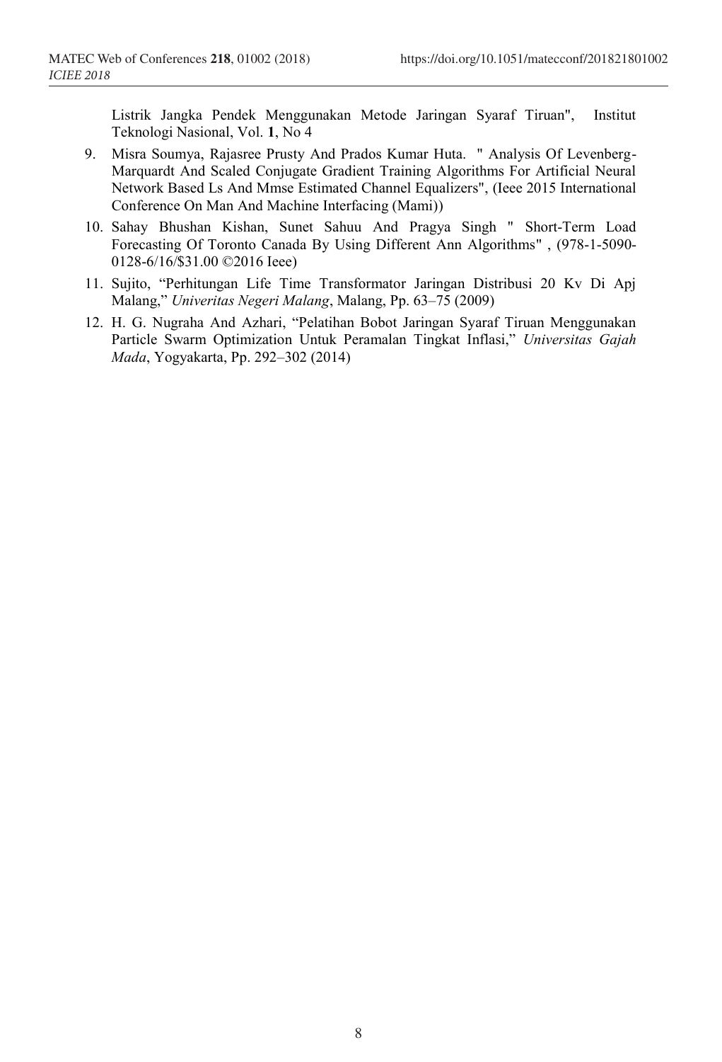Listrik Jangka Pendek Menggunakan Metode Jaringan Syaraf Tiruan", Institut Teknologi Nasional, Vol. **1**, No 4

9. Misra Soumya, Rajasree Prusty And Prados Kumar Huta. " Analysis Of Levenberg-Marquardt And Scaled Conjugate Gradient Training Algorithms For Artificial Neural Network Based Ls And Mmse Estimated Channel Equalizers", (Ieee 2015 International Conference On Man And Machine Interfacing (Mami))
10. Sahay Bhushan Kishan, Sunet Sahuu And Pragya Singh " Short-Term Load Forecasting Of Toronto Canada By Using Different Ann Algorithms" , (978-1-5090-0128-6/16/$31.00 ©2016 Ieee)
11. Sujito, "Perhitungan Life Time Transformator Jaringan Distribusi 20 Kv Di Apj Malang," *Univeritas Negeri Malang*, Malang, Pp. 63–75 (2009)
12. H. G. Nugraha And Azhari, "Pelatihan Bobot Jaringan Syaraf Tiruan Menggunakan Particle Swarm Optimization Untuk Peramalan Tingkat Inflasi," *Universitas Gajah Mada*, Yogyakarta, Pp. 292–302 (2014)